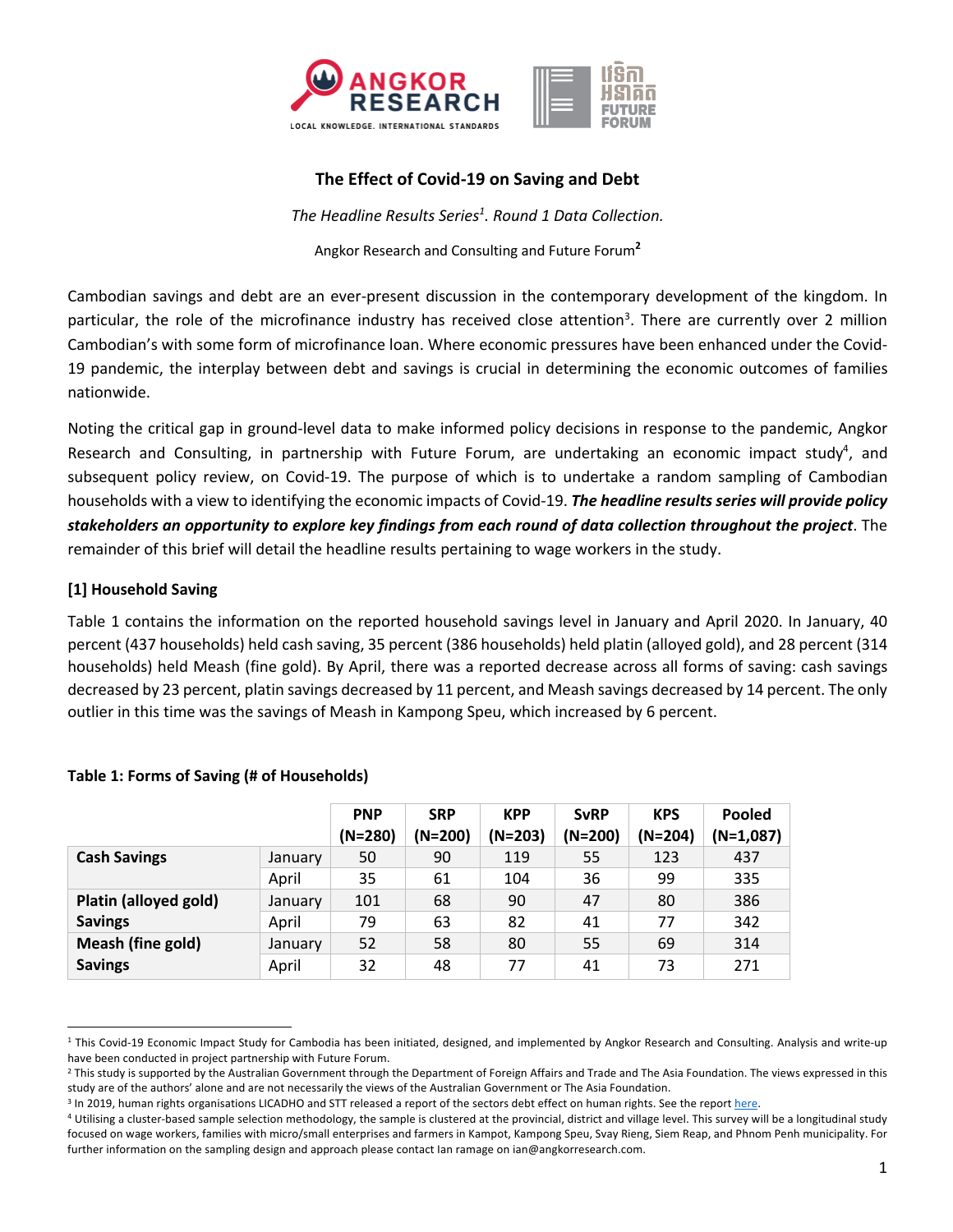# The Effect of Covid-19 on Saving and Debt

*The Headline Results Series[1]. Round 1 Data Collection.*

Angkor Research and Consulting and Future Forum[2]

Cambodian savings and debt are an ever-present discussion in the contemporary development of the kingdom. In particular, the role of the microfinance industry has received close attention[3]. There are currently over 2 million Cambodian's with some form of microfinance loan. Where economic pressures have been enhanced under the Covid-19 pandemic, the interplay between debt and savings is crucial in determining the economic outcomes of families nationwide.

Noting the critical gap in ground-level data to make informed policy decisions in response to the pandemic, Angkor Research and Consulting, in partnership with Future Forum, are undertaking an economic impact study[4], and subsequent policy review, on Covid-19. The purpose of which is to undertake a random sampling of Cambodian households with a view to identifying the economic impacts of Covid-19. ***The headline results series will provide policy stakeholders an opportunity to explore key findings from each round of data collection throughout the project***. The remainder of this brief will detail the headline results pertaining to wage workers in the study.

## [1] Household Saving

Table 1 contains the information on the reported household savings level in January and April 2020. In January, 40 percent (437 households) held cash saving, 35 percent (386 households) held platin (alloyed gold), and 28 percent (314 households) held Meash (fine gold). By April, there was a reported decrease across all forms of saving: cash savings decreased by 23 percent, platin savings decreased by 11 percent, and Meash savings decreased by 14 percent. The only outlier in this time was the savings of Meash in Kampong Speu, which increased by 6 percent.

**Table 1: Forms of Saving (# of Households)**

| | | PNP (N=280) | SRP (N=200) | KPP (N=203) | SvRP (N=200) | KPS (N=204) | Pooled (N=1,087) |
|---|---|---|---|---|---|---|---|
| **Cash Savings** | January | 50 | 90 | 119 | 55 | 123 | 437 |
| | April | 35 | 61 | 104 | 36 | 99 | 335 |
| **Platin (alloyed gold) Savings** | January | 101 | 68 | 90 | 47 | 80 | 386 |
| | April | 79 | 63 | 82 | 41 | 77 | 342 |
| **Meash (fine gold) Savings** | January | 52 | 58 | 80 | 55 | 69 | 314 |
| | April | 32 | 48 | 77 | 41 | 73 | 271 |

---

[1] This Covid-19 Economic Impact Study for Cambodia has been initiated, designed, and implemented by Angkor Research and Consulting. Analysis and write-up have been conducted in project partnership with Future Forum.

[2] This study is supported by the Australian Government through the Department of Foreign Affairs and Trade and The Asia Foundation. The views expressed in this study are of the authors' alone and are not necessarily the views of the Australian Government or The Asia Foundation.

[3] In 2019, human rights organisations LICADHO and STT released a report of the sectors debt effect on human rights. See the report here.

[4] Utilising a cluster-based sample selection methodology, the sample is clustered at the provincial, district and village level. This survey will be a longitudinal study focused on wage workers, families with micro/small enterprises and farmers in Kampot, Kampong Speu, Svay Rieng, Siem Reap, and Phnom Penh municipality. For further information on the sampling design and approach please contact Ian ramage on ian@angkorresearch.com.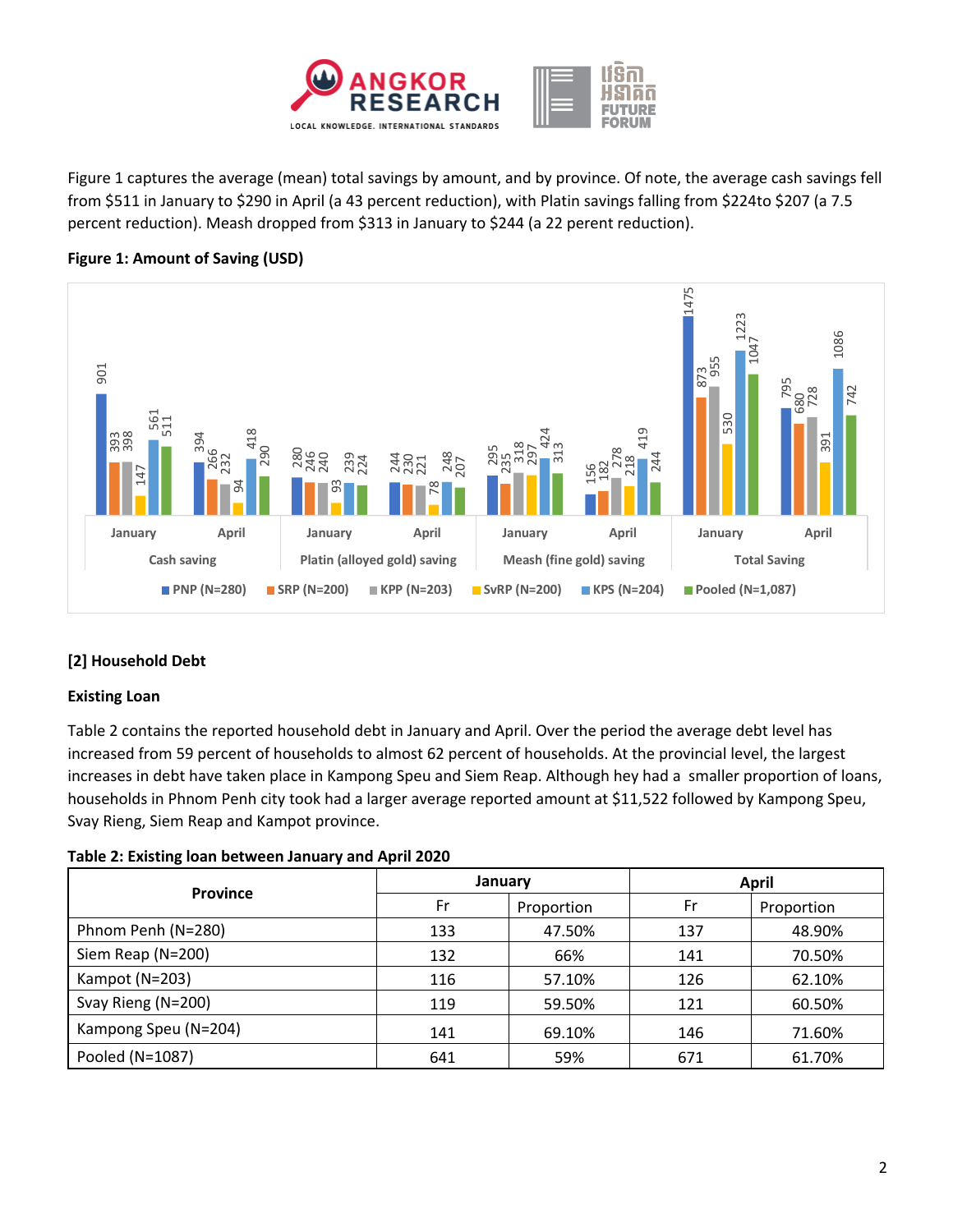Figure 1 captures the average (mean) total savings by amount, and by province. Of note, the average cash savings fell from $511 in January to $290 in April (a 43 percent reduction), with Platin savings falling from $224to $207 (a 7.5 percent reduction). Meash dropped from $313 in January to $244 (a 22 perent reduction).

**Figure 1: Amount of Saving (USD)**

| | Cash saving January | Cash saving April | Platin (alloyed gold) saving January | Platin (alloyed gold) saving April | Meash (fine gold) saving January | Meash (fine gold) saving April | Total Saving January | Total Saving April |
|---|---|---|---|---|---|---|---|---|
| PNP (N=280) | 901 | 394 | 280 | 244 | 295 | 156 | 1475 | 795 |
| SRP (N=200) | 393 | 266 | 246 | 230 | 235 | 182 | 873 | 680 |
| KPP (N=203) | 398 | 232 | 240 | 221 | 318 | 278 | 955 | 728 |
| SvRP (N=200) | 147 | 94 | 93 | 78 | 297 | 218 | 530 | 391 |
| KPS (N=204) | 561 | 418 | 239 | 248 | 424 | 419 | 1223 | 1086 |
| Pooled (N=1,087) | 511 | 290 | 224 | 207 | 313 | 244 | 1047 | 742 |

## [2] Household Debt

### Existing Loan

Table 2 contains the reported household debt in January and April. Over the period the average debt level has increased from 59 percent of households to almost 62 percent of households. At the provincial level, the largest increases in debt have taken place in Kampong Speu and Siem Reap. Although hey had a smaller proportion of loans, households in Phnom Penh city took had a larger average reported amount at $11,522 followed by Kampong Speu, Svay Rieng, Siem Reap and Kampot province.

**Table 2: Existing loan between January and April 2020**

| Province | January | | April | |
|---|---|---|---|---|
| | Fr | Proportion | Fr | Proportion |
| Phnom Penh (N=280) | 133 | 47.50% | 137 | 48.90% |
| Siem Reap (N=200) | 132 | 66% | 141 | 70.50% |
| Kampot (N=203) | 116 | 57.10% | 126 | 62.10% |
| Svay Rieng (N=200) | 119 | 59.50% | 121 | 60.50% |
| Kampong Speu (N=204) | 141 | 69.10% | 146 | 71.60% |
| Pooled (N=1087) | 641 | 59% | 671 | 61.70% |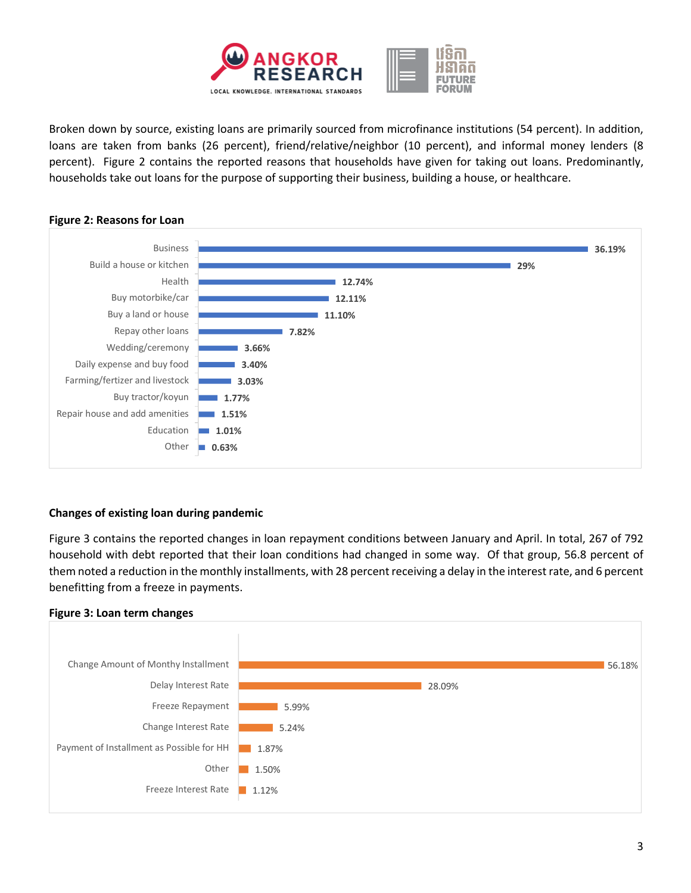Broken down by source, existing loans are primarily sourced from microfinance institutions (54 percent). In addition, loans are taken from banks (26 percent), friend/relative/neighbor (10 percent), and informal money lenders (8 percent). Figure 2 contains the reported reasons that households have given for taking out loans. Predominantly, households take out loans for the purpose of supporting their business, building a house, or healthcare.

**Figure 2: Reasons for Loan**

| Reason | Percent |
|---|---|
| Business | 36.19% |
| Build a house or kitchen | 29% |
| Health | 12.74% |
| Buy motorbike/car | 12.11% |
| Buy a land or house | 11.10% |
| Repay other loans | 7.82% |
| Wedding/ceremony | 3.66% |
| Daily expense and buy food | 3.40% |
| Farming/fertizer and livestock | 3.03% |
| Buy tractor/koyun | 1.77% |
| Repair house and add amenities | 1.51% |
| Education | 1.01% |
| Other | 0.63% |

**Changes of existing loan during pandemic**

Figure 3 contains the reported changes in loan repayment conditions between January and April. In total, 267 of 792 household with debt reported that their loan conditions had changed in some way. Of that group, 56.8 percent of them noted a reduction in the monthly installments, with 28 percent receiving a delay in the interest rate, and 6 percent benefitting from a freeze in payments.

**Figure 3: Loan term changes**

| Change | Percent |
|---|---|
| Change Amount of Monthy Installment | 56.18% |
| Delay Interest Rate | 28.09% |
| Freeze Repayment | 5.99% |
| Change Interest Rate | 5.24% |
| Payment of Installment as Possible for HH | 1.87% |
| Other | 1.50% |
| Freeze Interest Rate | 1.12% |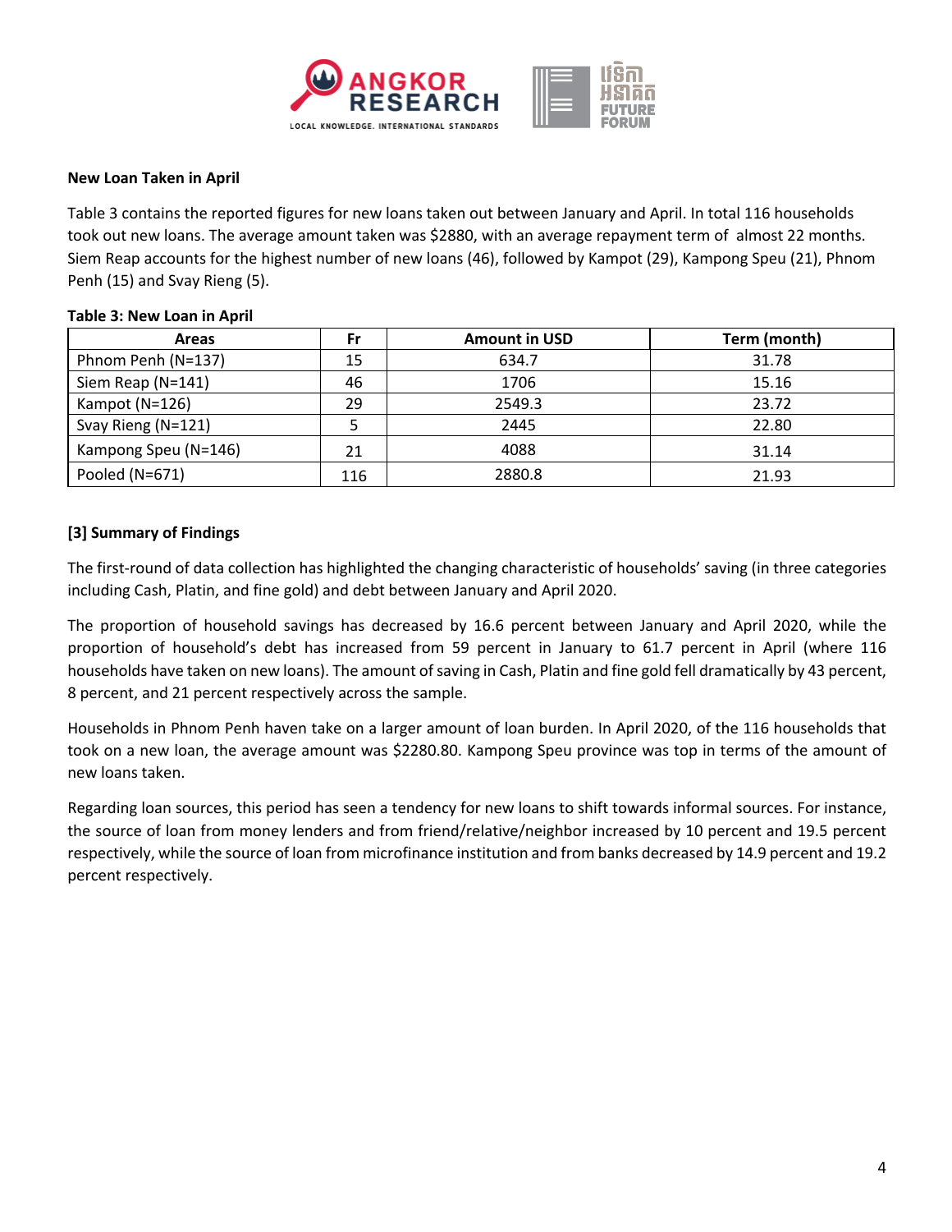**New Loan Taken in April**

Table 3 contains the reported figures for new loans taken out between January and April. In total 116 households took out new loans. The average amount taken was $2880, with an average repayment term of almost 22 months. Siem Reap accounts for the highest number of new loans (46), followed by Kampot (29), Kampong Speu (21), Phnom Penh (15) and Svay Rieng (5).

**Table 3: New Loan in April**

| Areas | Fr | Amount in USD | Term (month) |
|---|---|---|---|
| Phnom Penh (N=137) | 15 | 634.7 | 31.78 |
| Siem Reap (N=141) | 46 | 1706 | 15.16 |
| Kampot (N=126) | 29 | 2549.3 | 23.72 |
| Svay Rieng (N=121) | 5 | 2445 | 22.80 |
| Kampong Speu (N=146) | 21 | 4088 | 31.14 |
| Pooled (N=671) | 116 | 2880.8 | 21.93 |

**[3] Summary of Findings**

The first-round of data collection has highlighted the changing characteristic of households' saving (in three categories including Cash, Platin, and fine gold) and debt between January and April 2020.

The proportion of household savings has decreased by 16.6 percent between January and April 2020, while the proportion of household's debt has increased from 59 percent in January to 61.7 percent in April (where 116 households have taken on new loans). The amount of saving in Cash, Platin and fine gold fell dramatically by 43 percent, 8 percent, and 21 percent respectively across the sample.

Households in Phnom Penh haven take on a larger amount of loan burden. In April 2020, of the 116 households that took on a new loan, the average amount was $2280.80. Kampong Speu province was top in terms of the amount of new loans taken.

Regarding loan sources, this period has seen a tendency for new loans to shift towards informal sources. For instance, the source of loan from money lenders and from friend/relative/neighbor increased by 10 percent and 19.5 percent respectively, while the source of loan from microfinance institution and from banks decreased by 14.9 percent and 19.2 percent respectively.